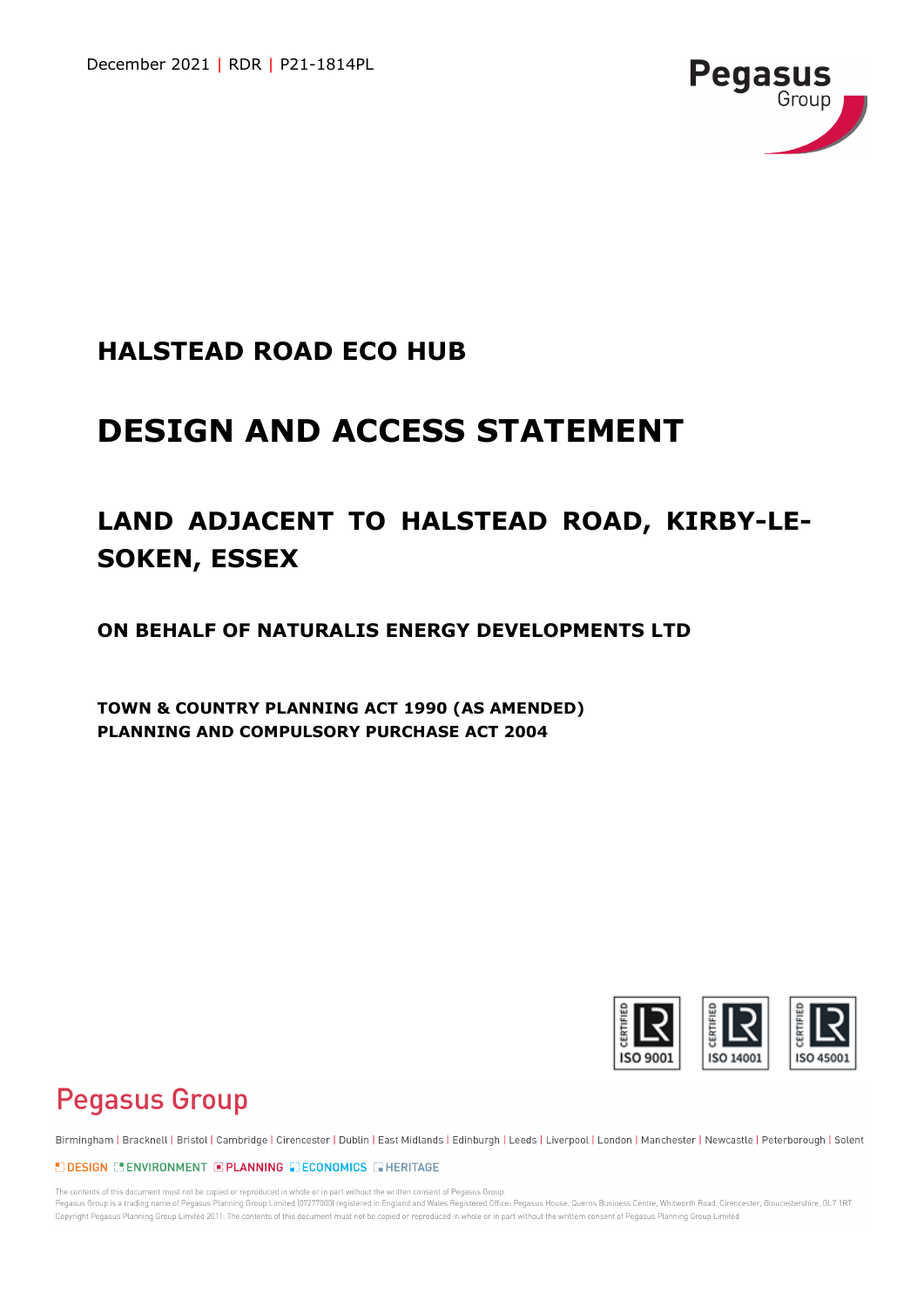December 2021 | RDR | P21-1814PL

Pegasus Group

# HALSTEAD ROAD ECO HUB

# DESIGN AND ACCESS STATEMENT

## LAND ADJACENT TO HALSTEAD ROAD, KIRBY-LE-SOKEN, ESSEX

### ON BEHALF OF NATURALIS ENERGY DEVELOPMENTS LTD

**TOWN & COUNTRY PLANNING ACT 1990 (AS AMENDED)**
**PLANNING AND COMPULSORY PURCHASE ACT 2004**

ISO 9001 | ISO 14001 | ISO 45001

Pegasus Group

Birmingham | Bracknell | Bristol | Cambridge | Cirencester | Dublin | East Midlands | Edinburgh | Leeds | Liverpool | London | Manchester | Newcastle | Peterborough | Solent

DESIGN | ENVIRONMENT | PLANNING | ECONOMICS | HERITAGE

The contents of this document must not be copied or reproduced in whole or in part without the written consent of Pegasus Group.
Pegasus Group is a trading name of Pegasus Planning Group Limited (07277000) registered in England and Wales Registered Office: Pegasus House, Querns Business Centre, Whitworth Road, Cirencester, Gloucestershire, GL7 1RT
Copyright Pegasus Planning Group Limited 2011. The contents of this document must not be copied or reproduced in whole or in part without the written consent of Pegasus Planning Group Limited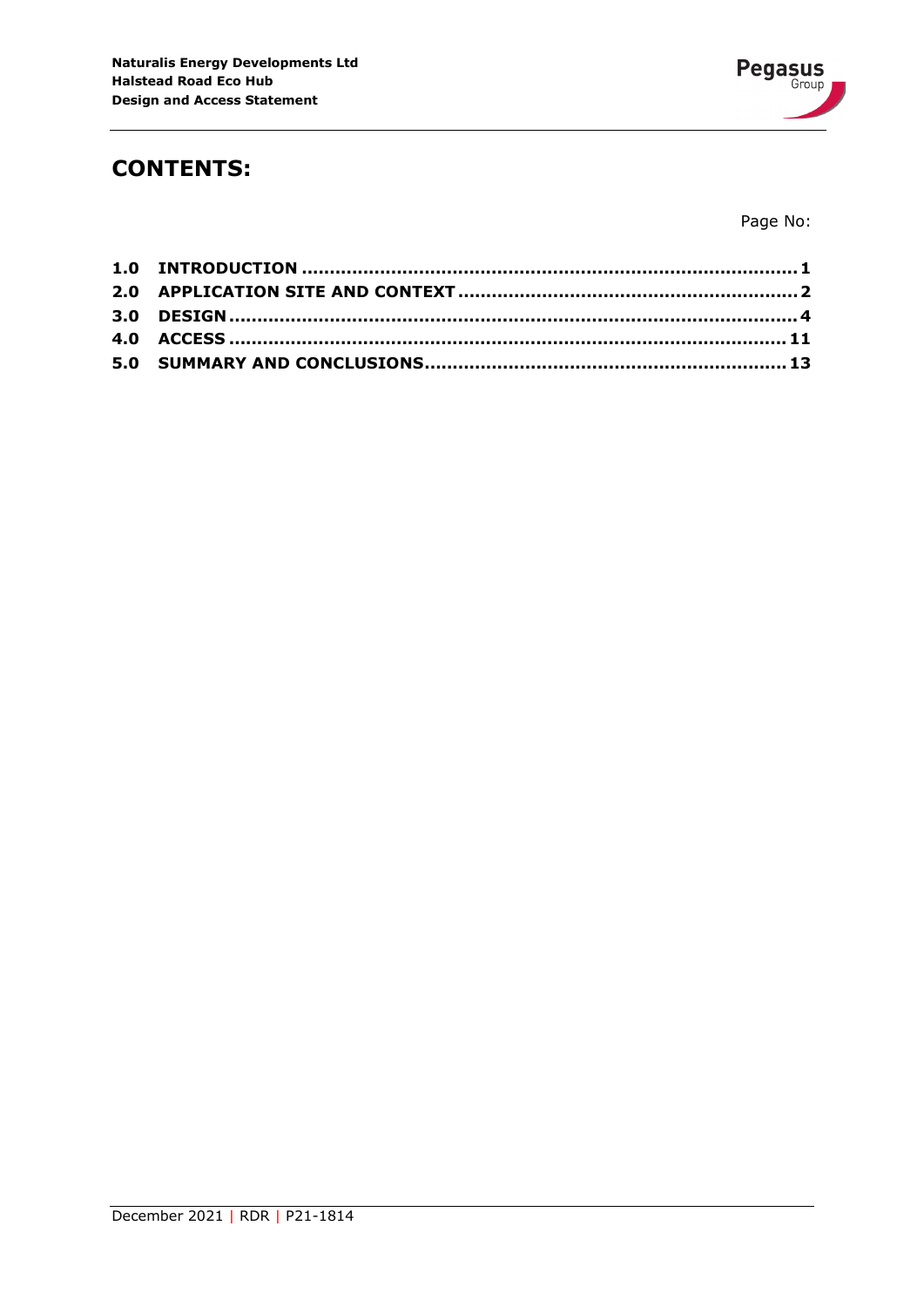# CONTENTS:

Page No:

| | | |
|---|---|---|
| **1.0** | **INTRODUCTION** | **1** |
| **2.0** | **APPLICATION SITE AND CONTEXT** | **2** |
| **3.0** | **DESIGN** | **4** |
| **4.0** | **ACCESS** | **11** |
| **5.0** | **SUMMARY AND CONCLUSIONS** | **13** |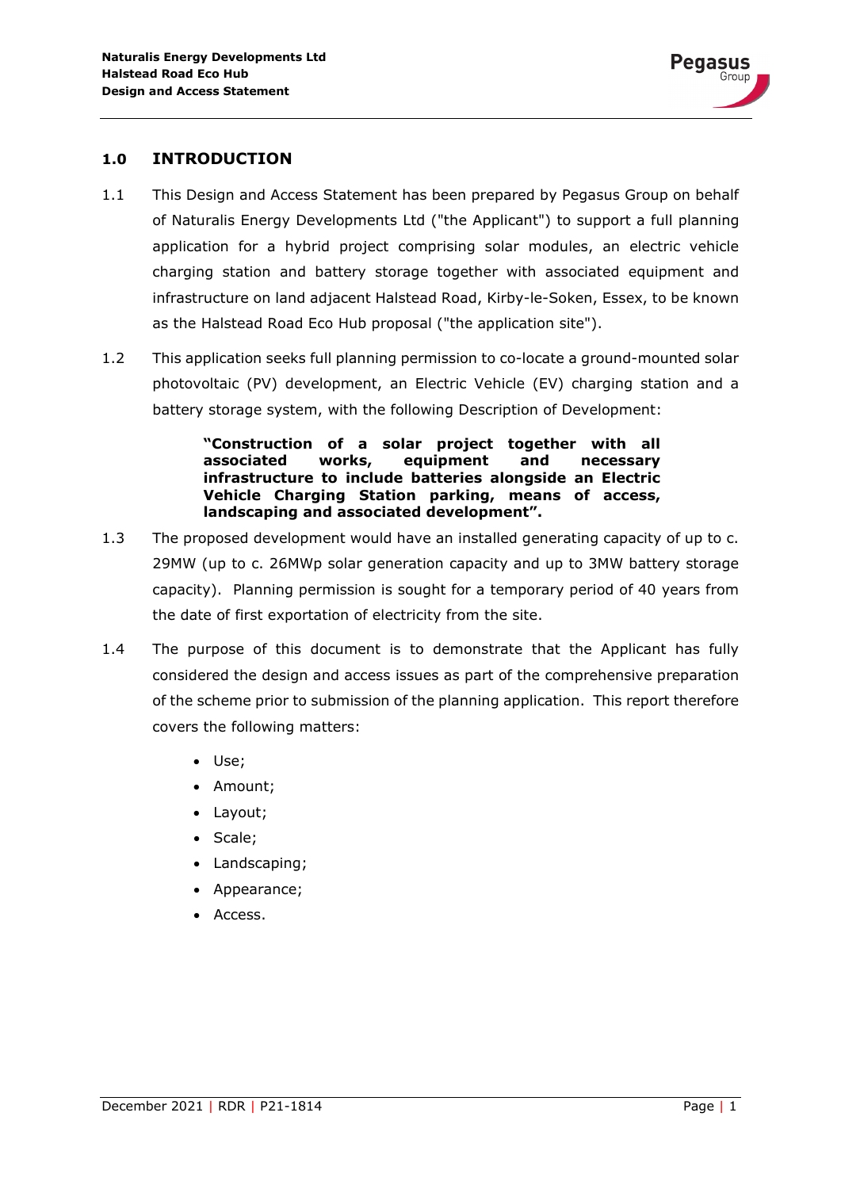## 1.0 INTRODUCTION

1.1 This Design and Access Statement has been prepared by Pegasus Group on behalf of Naturalis Energy Developments Ltd ("the Applicant") to support a full planning application for a hybrid project comprising solar modules, an electric vehicle charging station and battery storage together with associated equipment and infrastructure on land adjacent Halstead Road, Kirby-le-Soken, Essex, to be known as the Halstead Road Eco Hub proposal ("the application site").

1.2 This application seeks full planning permission to co-locate a ground-mounted solar photovoltaic (PV) development, an Electric Vehicle (EV) charging station and a battery storage system, with the following Description of Development:

> **"Construction of a solar project together with all associated works, equipment and necessary infrastructure to include batteries alongside an Electric Vehicle Charging Station parking, means of access, landscaping and associated development".**

1.3 The proposed development would have an installed generating capacity of up to c. 29MW (up to c. 26MWp solar generation capacity and up to 3MW battery storage capacity). Planning permission is sought for a temporary period of 40 years from the date of first exportation of electricity from the site.

1.4 The purpose of this document is to demonstrate that the Applicant has fully considered the design and access issues as part of the comprehensive preparation of the scheme prior to submission of the planning application. This report therefore covers the following matters:

- Use;
- Amount;
- Layout;
- Scale;
- Landscaping;
- Appearance;
- Access.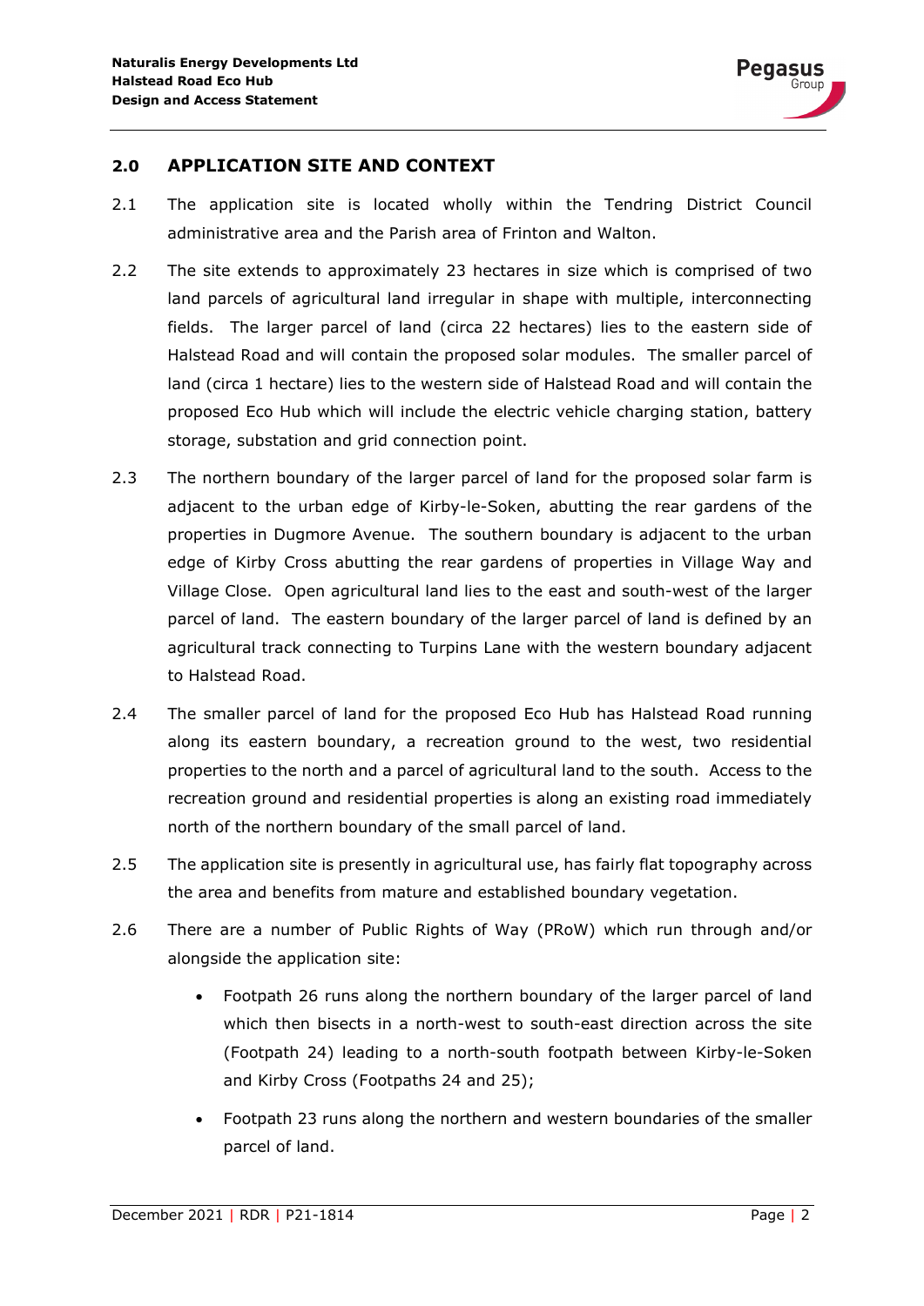## 2.0 APPLICATION SITE AND CONTEXT

2.1 The application site is located wholly within the Tendring District Council administrative area and the Parish area of Frinton and Walton.

2.2 The site extends to approximately 23 hectares in size which is comprised of two land parcels of agricultural land irregular in shape with multiple, interconnecting fields. The larger parcel of land (circa 22 hectares) lies to the eastern side of Halstead Road and will contain the proposed solar modules. The smaller parcel of land (circa 1 hectare) lies to the western side of Halstead Road and will contain the proposed Eco Hub which will include the electric vehicle charging station, battery storage, substation and grid connection point.

2.3 The northern boundary of the larger parcel of land for the proposed solar farm is adjacent to the urban edge of Kirby-le-Soken, abutting the rear gardens of the properties in Dugmore Avenue. The southern boundary is adjacent to the urban edge of Kirby Cross abutting the rear gardens of properties in Village Way and Village Close. Open agricultural land lies to the east and south-west of the larger parcel of land. The eastern boundary of the larger parcel of land is defined by an agricultural track connecting to Turpins Lane with the western boundary adjacent to Halstead Road.

2.4 The smaller parcel of land for the proposed Eco Hub has Halstead Road running along its eastern boundary, a recreation ground to the west, two residential properties to the north and a parcel of agricultural land to the south. Access to the recreation ground and residential properties is along an existing road immediately north of the northern boundary of the small parcel of land.

2.5 The application site is presently in agricultural use, has fairly flat topography across the area and benefits from mature and established boundary vegetation.

2.6 There are a number of Public Rights of Way (PRoW) which run through and/or alongside the application site:

- Footpath 26 runs along the northern boundary of the larger parcel of land which then bisects in a north-west to south-east direction across the site (Footpath 24) leading to a north-south footpath between Kirby-le-Soken and Kirby Cross (Footpaths 24 and 25);
- Footpath 23 runs along the northern and western boundaries of the smaller parcel of land.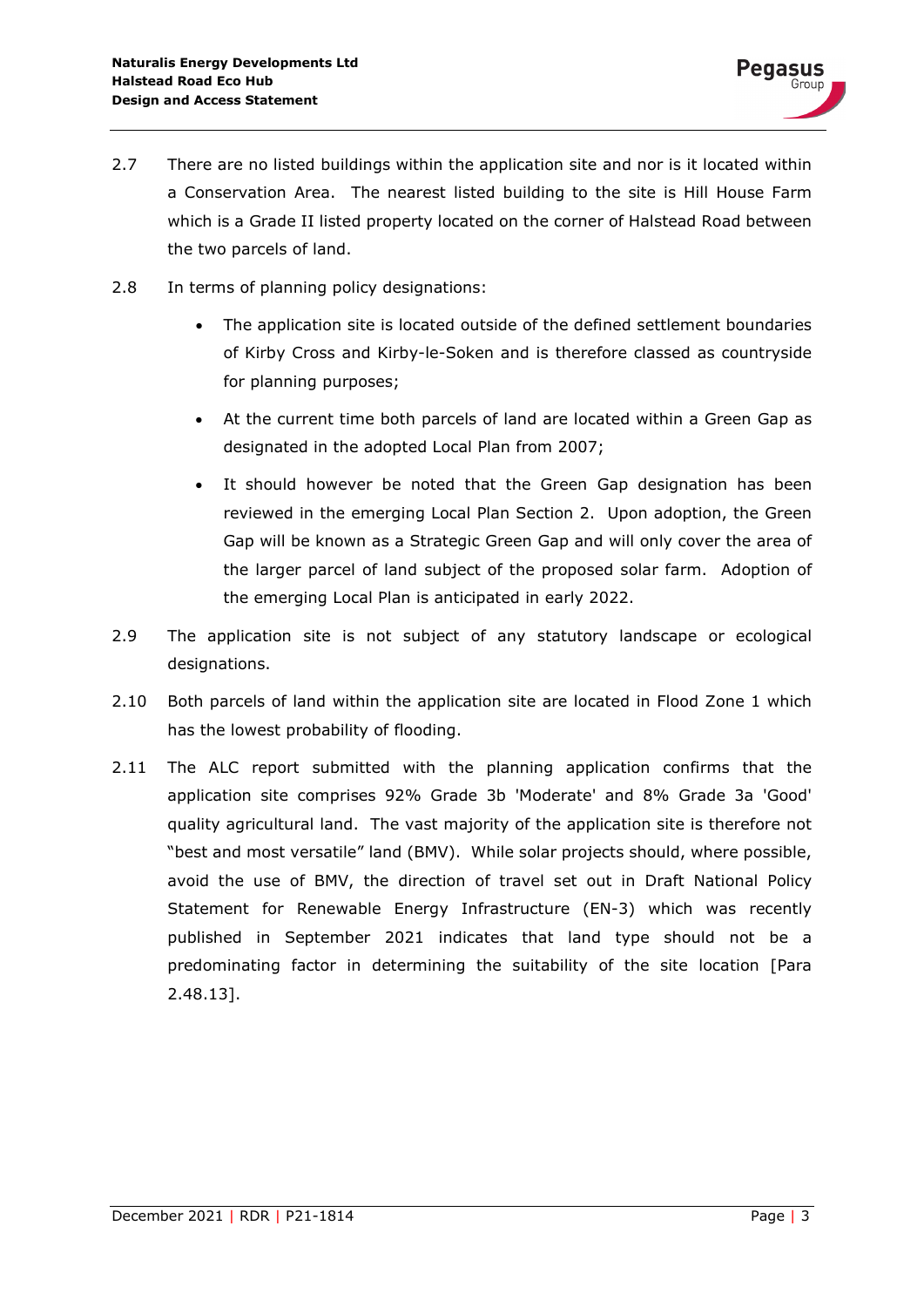2.7 There are no listed buildings within the application site and nor is it located within a Conservation Area. The nearest listed building to the site is Hill House Farm which is a Grade II listed property located on the corner of Halstead Road between the two parcels of land.

2.8 In terms of planning policy designations:

- The application site is located outside of the defined settlement boundaries of Kirby Cross and Kirby-le-Soken and is therefore classed as countryside for planning purposes;
- At the current time both parcels of land are located within a Green Gap as designated in the adopted Local Plan from 2007;
- It should however be noted that the Green Gap designation has been reviewed in the emerging Local Plan Section 2. Upon adoption, the Green Gap will be known as a Strategic Green Gap and will only cover the area of the larger parcel of land subject of the proposed solar farm. Adoption of the emerging Local Plan is anticipated in early 2022.

2.9 The application site is not subject of any statutory landscape or ecological designations.

2.10 Both parcels of land within the application site are located in Flood Zone 1 which has the lowest probability of flooding.

2.11 The ALC report submitted with the planning application confirms that the application site comprises 92% Grade 3b 'Moderate' and 8% Grade 3a 'Good' quality agricultural land. The vast majority of the application site is therefore not "best and most versatile" land (BMV). While solar projects should, where possible, avoid the use of BMV, the direction of travel set out in Draft National Policy Statement for Renewable Energy Infrastructure (EN-3) which was recently published in September 2021 indicates that land type should not be a predominating factor in determining the suitability of the site location [Para 2.48.13].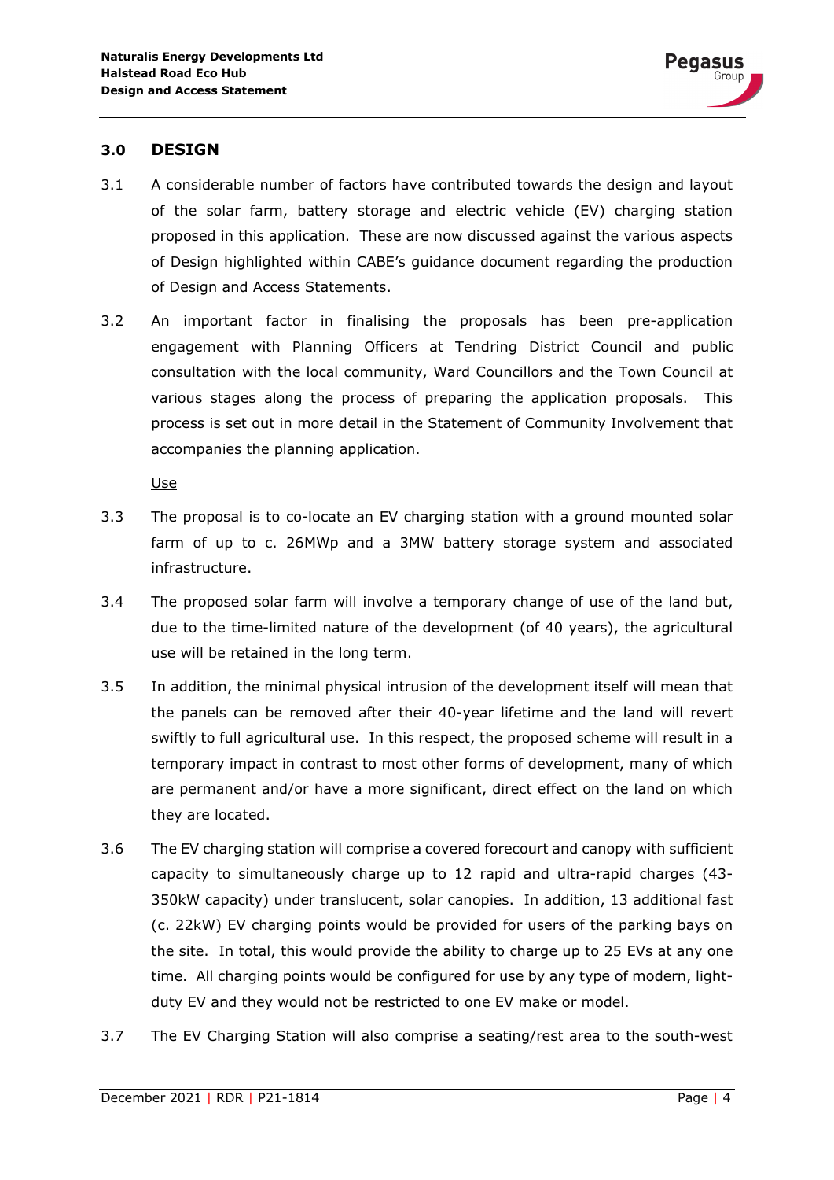## 3.0 DESIGN

3.1 A considerable number of factors have contributed towards the design and layout of the solar farm, battery storage and electric vehicle (EV) charging station proposed in this application. These are now discussed against the various aspects of Design highlighted within CABE's guidance document regarding the production of Design and Access Statements.

3.2 An important factor in finalising the proposals has been pre-application engagement with Planning Officers at Tendring District Council and public consultation with the local community, Ward Councillors and the Town Council at various stages along the process of preparing the application proposals. This process is set out in more detail in the Statement of Community Involvement that accompanies the planning application.

Use

3.3 The proposal is to co-locate an EV charging station with a ground mounted solar farm of up to c. 26MWp and a 3MW battery storage system and associated infrastructure.

3.4 The proposed solar farm will involve a temporary change of use of the land but, due to the time-limited nature of the development (of 40 years), the agricultural use will be retained in the long term.

3.5 In addition, the minimal physical intrusion of the development itself will mean that the panels can be removed after their 40-year lifetime and the land will revert swiftly to full agricultural use. In this respect, the proposed scheme will result in a temporary impact in contrast to most other forms of development, many of which are permanent and/or have a more significant, direct effect on the land on which they are located.

3.6 The EV charging station will comprise a covered forecourt and canopy with sufficient capacity to simultaneously charge up to 12 rapid and ultra-rapid charges (43-350kW capacity) under translucent, solar canopies. In addition, 13 additional fast (c. 22kW) EV charging points would be provided for users of the parking bays on the site. In total, this would provide the ability to charge up to 25 EVs at any one time. All charging points would be configured for use by any type of modern, light-duty EV and they would not be restricted to one EV make or model.

3.7 The EV Charging Station will also comprise a seating/rest area to the south-west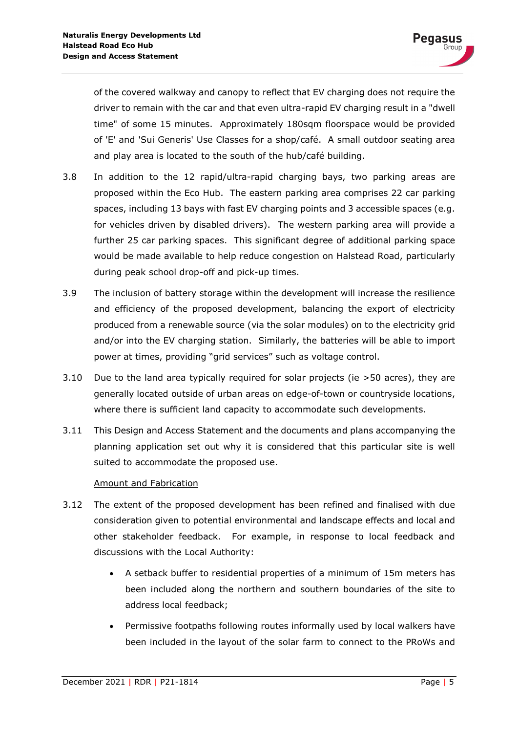of the covered walkway and canopy to reflect that EV charging does not require the driver to remain with the car and that even ultra-rapid EV charging result in a "dwell time" of some 15 minutes. Approximately 180sqm floorspace would be provided of 'E' and 'Sui Generis' Use Classes for a shop/café. A small outdoor seating area and play area is located to the south of the hub/café building.

3.8 In addition to the 12 rapid/ultra-rapid charging bays, two parking areas are proposed within the Eco Hub. The eastern parking area comprises 22 car parking spaces, including 13 bays with fast EV charging points and 3 accessible spaces (e.g. for vehicles driven by disabled drivers). The western parking area will provide a further 25 car parking spaces. This significant degree of additional parking space would be made available to help reduce congestion on Halstead Road, particularly during peak school drop-off and pick-up times.

3.9 The inclusion of battery storage within the development will increase the resilience and efficiency of the proposed development, balancing the export of electricity produced from a renewable source (via the solar modules) on to the electricity grid and/or into the EV charging station. Similarly, the batteries will be able to import power at times, providing "grid services" such as voltage control.

3.10 Due to the land area typically required for solar projects (ie >50 acres), they are generally located outside of urban areas on edge-of-town or countryside locations, where there is sufficient land capacity to accommodate such developments.

3.11 This Design and Access Statement and the documents and plans accompanying the planning application set out why it is considered that this particular site is well suited to accommodate the proposed use.

Amount and Fabrication

3.12 The extent of the proposed development has been refined and finalised with due consideration given to potential environmental and landscape effects and local and other stakeholder feedback. For example, in response to local feedback and discussions with the Local Authority:

- A setback buffer to residential properties of a minimum of 15m meters has been included along the northern and southern boundaries of the site to address local feedback;
- Permissive footpaths following routes informally used by local walkers have been included in the layout of the solar farm to connect to the PRoWs and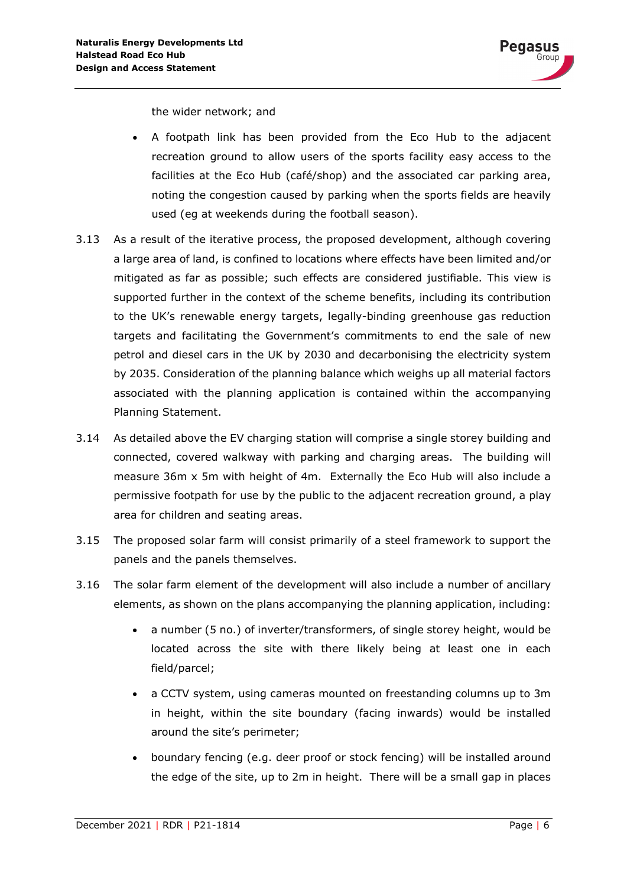the wider network; and

- A footpath link has been provided from the Eco Hub to the adjacent recreation ground to allow users of the sports facility easy access to the facilities at the Eco Hub (café/shop) and the associated car parking area, noting the congestion caused by parking when the sports fields are heavily used (eg at weekends during the football season).

3.13 As a result of the iterative process, the proposed development, although covering a large area of land, is confined to locations where effects have been limited and/or mitigated as far as possible; such effects are considered justifiable. This view is supported further in the context of the scheme benefits, including its contribution to the UK's renewable energy targets, legally-binding greenhouse gas reduction targets and facilitating the Government's commitments to end the sale of new petrol and diesel cars in the UK by 2030 and decarbonising the electricity system by 2035. Consideration of the planning balance which weighs up all material factors associated with the planning application is contained within the accompanying Planning Statement.

3.14 As detailed above the EV charging station will comprise a single storey building and connected, covered walkway with parking and charging areas. The building will measure 36m x 5m with height of 4m. Externally the Eco Hub will also include a permissive footpath for use by the public to the adjacent recreation ground, a play area for children and seating areas.

3.15 The proposed solar farm will consist primarily of a steel framework to support the panels and the panels themselves.

3.16 The solar farm element of the development will also include a number of ancillary elements, as shown on the plans accompanying the planning application, including:

- a number (5 no.) of inverter/transformers, of single storey height, would be located across the site with there likely being at least one in each field/parcel;
- a CCTV system, using cameras mounted on freestanding columns up to 3m in height, within the site boundary (facing inwards) would be installed around the site's perimeter;
- boundary fencing (e.g. deer proof or stock fencing) will be installed around the edge of the site, up to 2m in height. There will be a small gap in places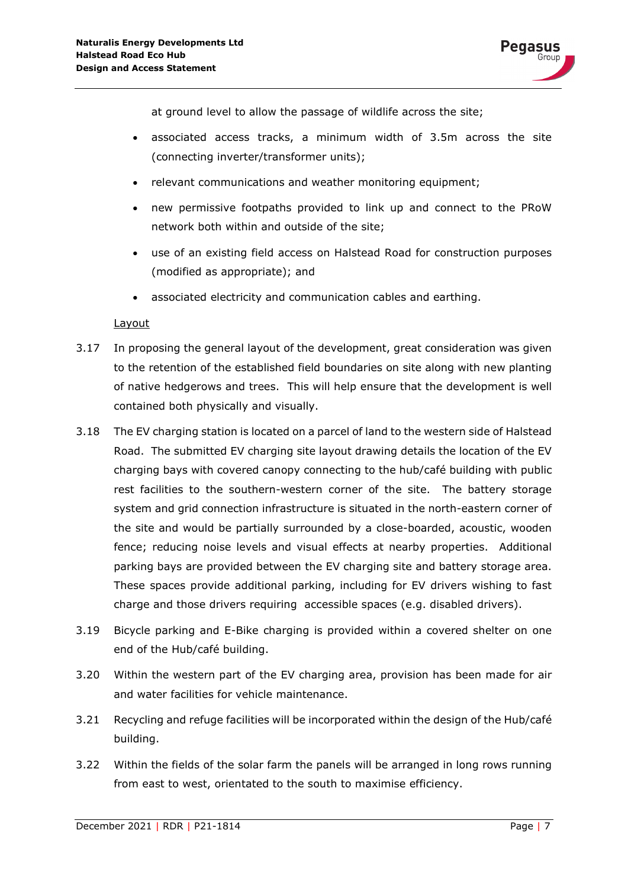at ground level to allow the passage of wildlife across the site;

- associated access tracks, a minimum width of 3.5m across the site (connecting inverter/transformer units);
- relevant communications and weather monitoring equipment;
- new permissive footpaths provided to link up and connect to the PRoW network both within and outside of the site;
- use of an existing field access on Halstead Road for construction purposes (modified as appropriate); and
- associated electricity and communication cables and earthing.

Layout

3.17 In proposing the general layout of the development, great consideration was given to the retention of the established field boundaries on site along with new planting of native hedgerows and trees. This will help ensure that the development is well contained both physically and visually.

3.18 The EV charging station is located on a parcel of land to the western side of Halstead Road. The submitted EV charging site layout drawing details the location of the EV charging bays with covered canopy connecting to the hub/café building with public rest facilities to the southern-western corner of the site. The battery storage system and grid connection infrastructure is situated in the north-eastern corner of the site and would be partially surrounded by a close-boarded, acoustic, wooden fence; reducing noise levels and visual effects at nearby properties. Additional parking bays are provided between the EV charging site and battery storage area. These spaces provide additional parking, including for EV drivers wishing to fast charge and those drivers requiring accessible spaces (e.g. disabled drivers).

3.19 Bicycle parking and E-Bike charging is provided within a covered shelter on one end of the Hub/café building.

3.20 Within the western part of the EV charging area, provision has been made for air and water facilities for vehicle maintenance.

3.21 Recycling and refuge facilities will be incorporated within the design of the Hub/café building.

3.22 Within the fields of the solar farm the panels will be arranged in long rows running from east to west, orientated to the south to maximise efficiency.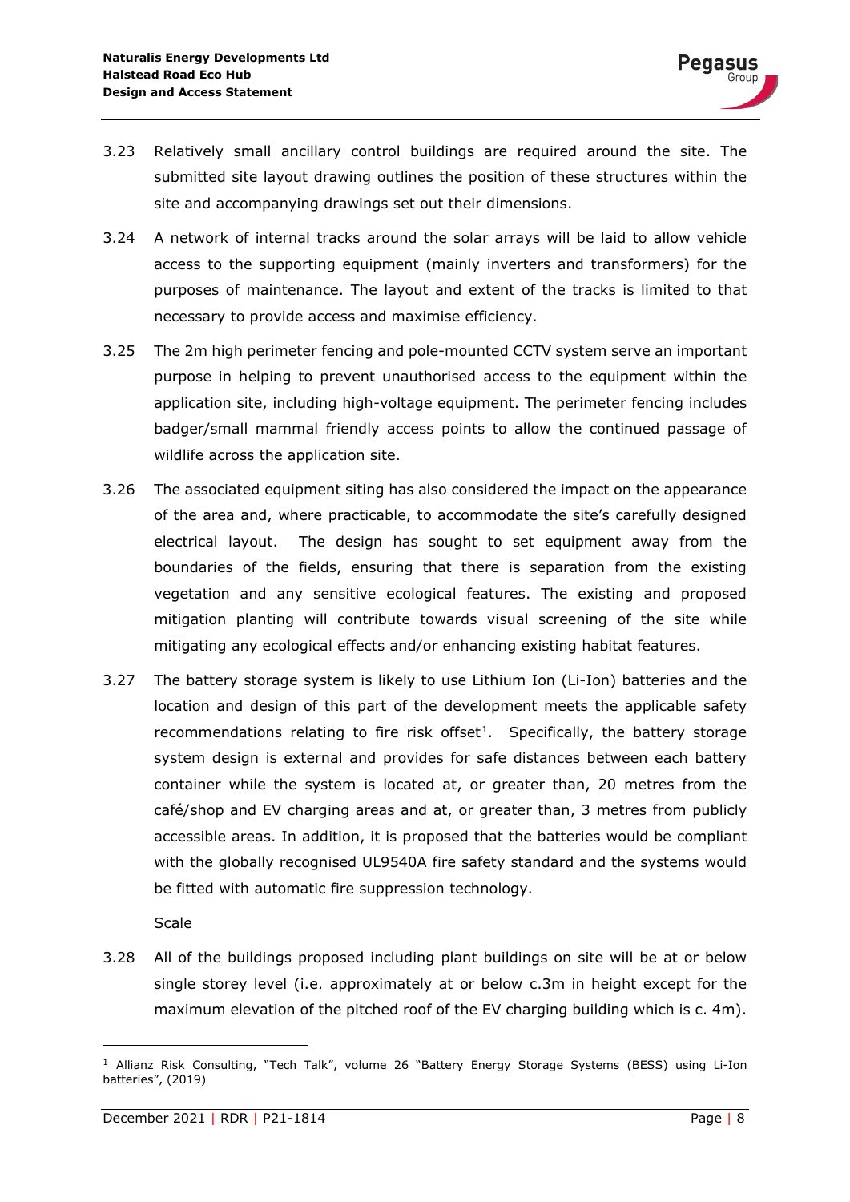3.23 Relatively small ancillary control buildings are required around the site. The submitted site layout drawing outlines the position of these structures within the site and accompanying drawings set out their dimensions.

3.24 A network of internal tracks around the solar arrays will be laid to allow vehicle access to the supporting equipment (mainly inverters and transformers) for the purposes of maintenance. The layout and extent of the tracks is limited to that necessary to provide access and maximise efficiency.

3.25 The 2m high perimeter fencing and pole-mounted CCTV system serve an important purpose in helping to prevent unauthorised access to the equipment within the application site, including high-voltage equipment. The perimeter fencing includes badger/small mammal friendly access points to allow the continued passage of wildlife across the application site.

3.26 The associated equipment siting has also considered the impact on the appearance of the area and, where practicable, to accommodate the site's carefully designed electrical layout. The design has sought to set equipment away from the boundaries of the fields, ensuring that there is separation from the existing vegetation and any sensitive ecological features. The existing and proposed mitigation planting will contribute towards visual screening of the site while mitigating any ecological effects and/or enhancing existing habitat features.

3.27 The battery storage system is likely to use Lithium Ion (Li-Ion) batteries and the location and design of this part of the development meets the applicable safety recommendations relating to fire risk offset[1]. Specifically, the battery storage system design is external and provides for safe distances between each battery container while the system is located at, or greater than, 20 metres from the café/shop and EV charging areas and at, or greater than, 3 metres from publicly accessible areas. In addition, it is proposed that the batteries would be compliant with the globally recognised UL9540A fire safety standard and the systems would be fitted with automatic fire suppression technology.

Scale

3.28 All of the buildings proposed including plant buildings on site will be at or below single storey level (i.e. approximately at or below c.3m in height except for the maximum elevation of the pitched roof of the EV charging building which is c. 4m).

[1] Allianz Risk Consulting, "Tech Talk", volume 26 "Battery Energy Storage Systems (BESS) using Li-Ion batteries", (2019)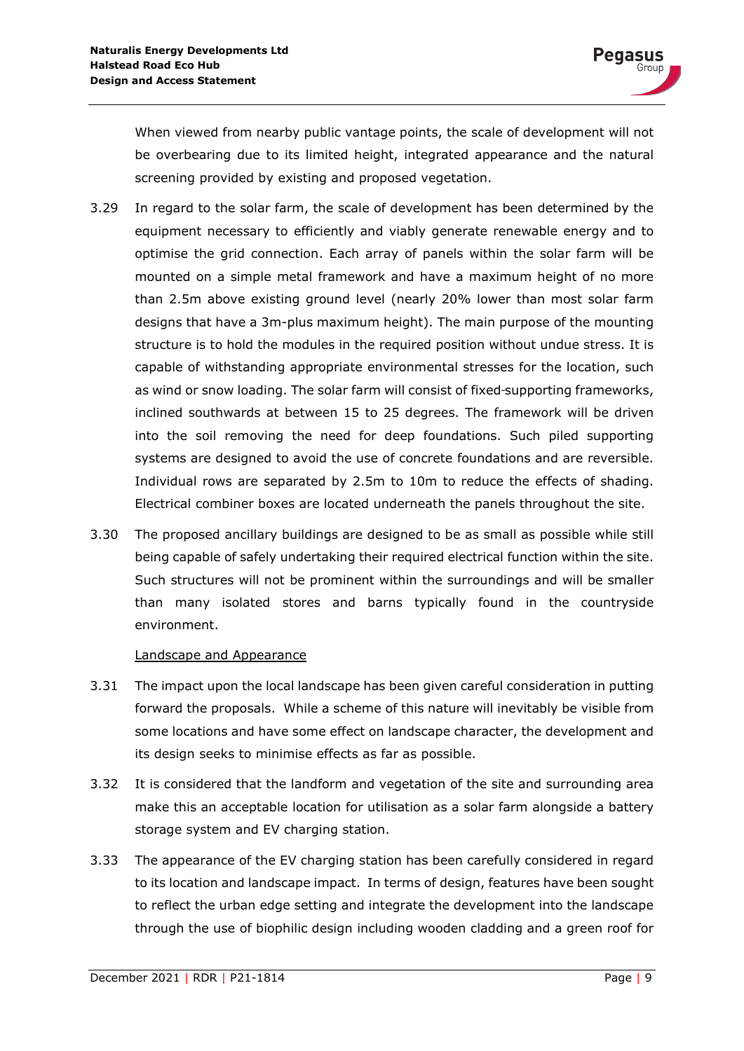When viewed from nearby public vantage points, the scale of development will not be overbearing due to its limited height, integrated appearance and the natural screening provided by existing and proposed vegetation.

3.29 In regard to the solar farm, the scale of development has been determined by the equipment necessary to efficiently and viably generate renewable energy and to optimise the grid connection. Each array of panels within the solar farm will be mounted on a simple metal framework and have a maximum height of no more than 2.5m above existing ground level (nearly 20% lower than most solar farm designs that have a 3m-plus maximum height). The main purpose of the mounting structure is to hold the modules in the required position without undue stress. It is capable of withstanding appropriate environmental stresses for the location, such as wind or snow loading. The solar farm will consist of fixed-supporting frameworks, inclined southwards at between 15 to 25 degrees. The framework will be driven into the soil removing the need for deep foundations. Such piled supporting systems are designed to avoid the use of concrete foundations and are reversible. Individual rows are separated by 2.5m to 10m to reduce the effects of shading. Electrical combiner boxes are located underneath the panels throughout the site.

3.30 The proposed ancillary buildings are designed to be as small as possible while still being capable of safely undertaking their required electrical function within the site. Such structures will not be prominent within the surroundings and will be smaller than many isolated stores and barns typically found in the countryside environment.

Landscape and Appearance

3.31 The impact upon the local landscape has been given careful consideration in putting forward the proposals. While a scheme of this nature will inevitably be visible from some locations and have some effect on landscape character, the development and its design seeks to minimise effects as far as possible.

3.32 It is considered that the landform and vegetation of the site and surrounding area make this an acceptable location for utilisation as a solar farm alongside a battery storage system and EV charging station.

3.33 The appearance of the EV charging station has been carefully considered in regard to its location and landscape impact. In terms of design, features have been sought to reflect the urban edge setting and integrate the development into the landscape through the use of biophilic design including wooden cladding and a green roof for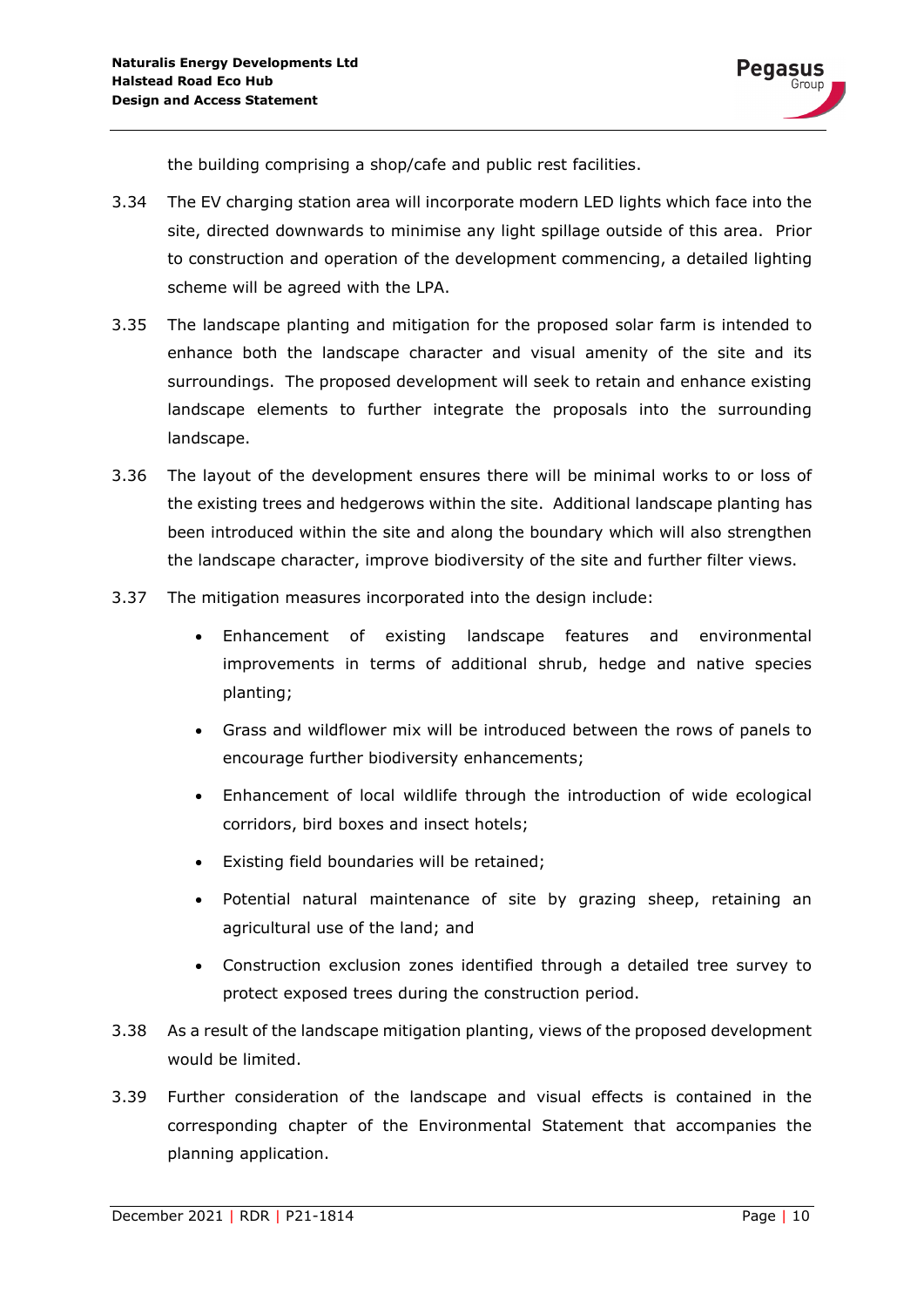the building comprising a shop/cafe and public rest facilities.

3.34 The EV charging station area will incorporate modern LED lights which face into the site, directed downwards to minimise any light spillage outside of this area. Prior to construction and operation of the development commencing, a detailed lighting scheme will be agreed with the LPA.

3.35 The landscape planting and mitigation for the proposed solar farm is intended to enhance both the landscape character and visual amenity of the site and its surroundings. The proposed development will seek to retain and enhance existing landscape elements to further integrate the proposals into the surrounding landscape.

3.36 The layout of the development ensures there will be minimal works to or loss of the existing trees and hedgerows within the site. Additional landscape planting has been introduced within the site and along the boundary which will also strengthen the landscape character, improve biodiversity of the site and further filter views.

3.37 The mitigation measures incorporated into the design include:

- Enhancement of existing landscape features and environmental improvements in terms of additional shrub, hedge and native species planting;
- Grass and wildflower mix will be introduced between the rows of panels to encourage further biodiversity enhancements;
- Enhancement of local wildlife through the introduction of wide ecological corridors, bird boxes and insect hotels;
- Existing field boundaries will be retained;
- Potential natural maintenance of site by grazing sheep, retaining an agricultural use of the land; and
- Construction exclusion zones identified through a detailed tree survey to protect exposed trees during the construction period.

3.38 As a result of the landscape mitigation planting, views of the proposed development would be limited.

3.39 Further consideration of the landscape and visual effects is contained in the corresponding chapter of the Environmental Statement that accompanies the planning application.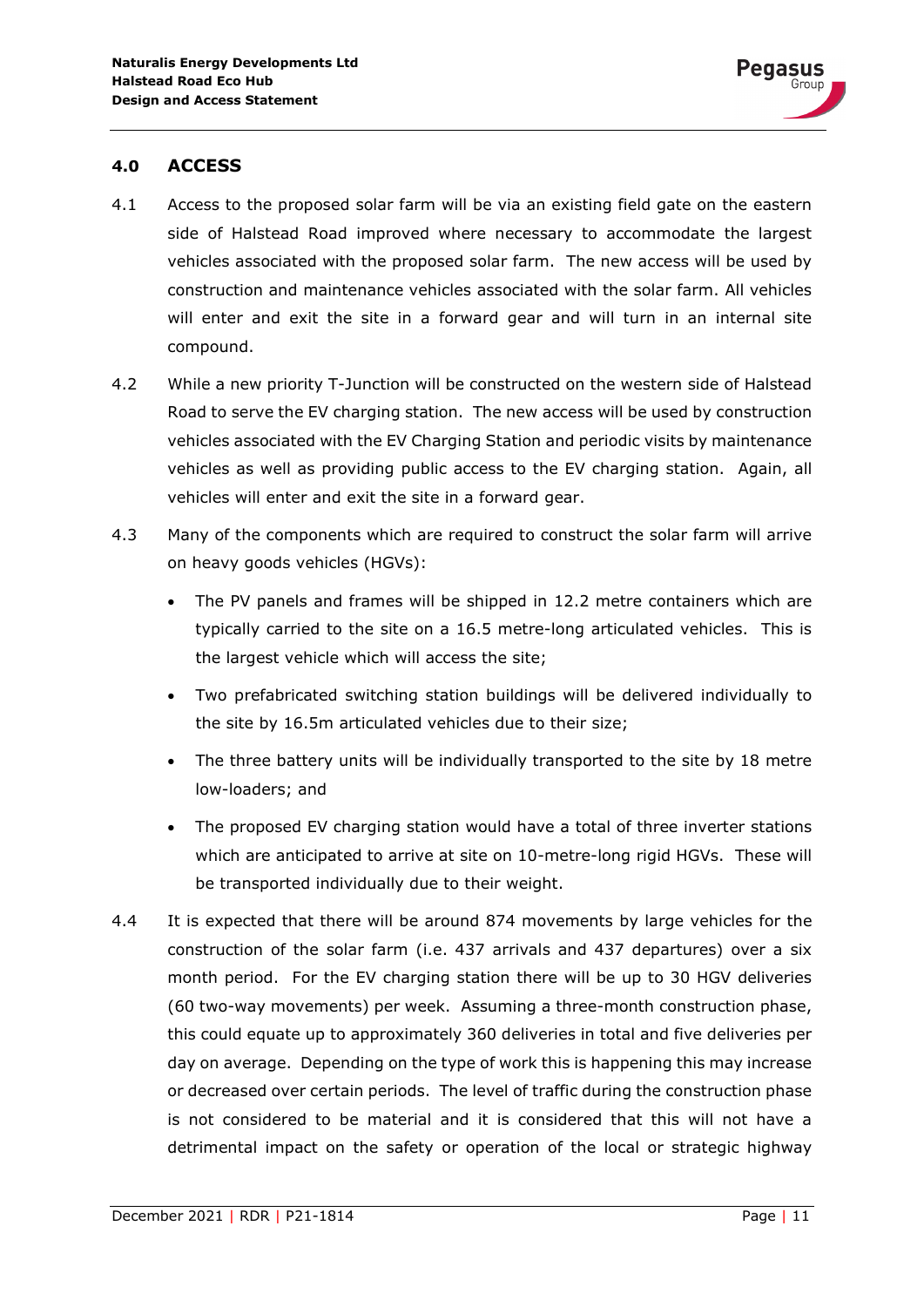## 4.0 ACCESS

4.1 Access to the proposed solar farm will be via an existing field gate on the eastern side of Halstead Road improved where necessary to accommodate the largest vehicles associated with the proposed solar farm. The new access will be used by construction and maintenance vehicles associated with the solar farm. All vehicles will enter and exit the site in a forward gear and will turn in an internal site compound.

4.2 While a new priority T-Junction will be constructed on the western side of Halstead Road to serve the EV charging station. The new access will be used by construction vehicles associated with the EV Charging Station and periodic visits by maintenance vehicles as well as providing public access to the EV charging station. Again, all vehicles will enter and exit the site in a forward gear.

4.3 Many of the components which are required to construct the solar farm will arrive on heavy goods vehicles (HGVs):

- The PV panels and frames will be shipped in 12.2 metre containers which are typically carried to the site on a 16.5 metre-long articulated vehicles. This is the largest vehicle which will access the site;
- Two prefabricated switching station buildings will be delivered individually to the site by 16.5m articulated vehicles due to their size;
- The three battery units will be individually transported to the site by 18 metre low-loaders; and
- The proposed EV charging station would have a total of three inverter stations which are anticipated to arrive at site on 10-metre-long rigid HGVs. These will be transported individually due to their weight.

4.4 It is expected that there will be around 874 movements by large vehicles for the construction of the solar farm (i.e. 437 arrivals and 437 departures) over a six month period. For the EV charging station there will be up to 30 HGV deliveries (60 two-way movements) per week. Assuming a three-month construction phase, this could equate up to approximately 360 deliveries in total and five deliveries per day on average. Depending on the type of work this is happening this may increase or decreased over certain periods. The level of traffic during the construction phase is not considered to be material and it is considered that this will not have a detrimental impact on the safety or operation of the local or strategic highway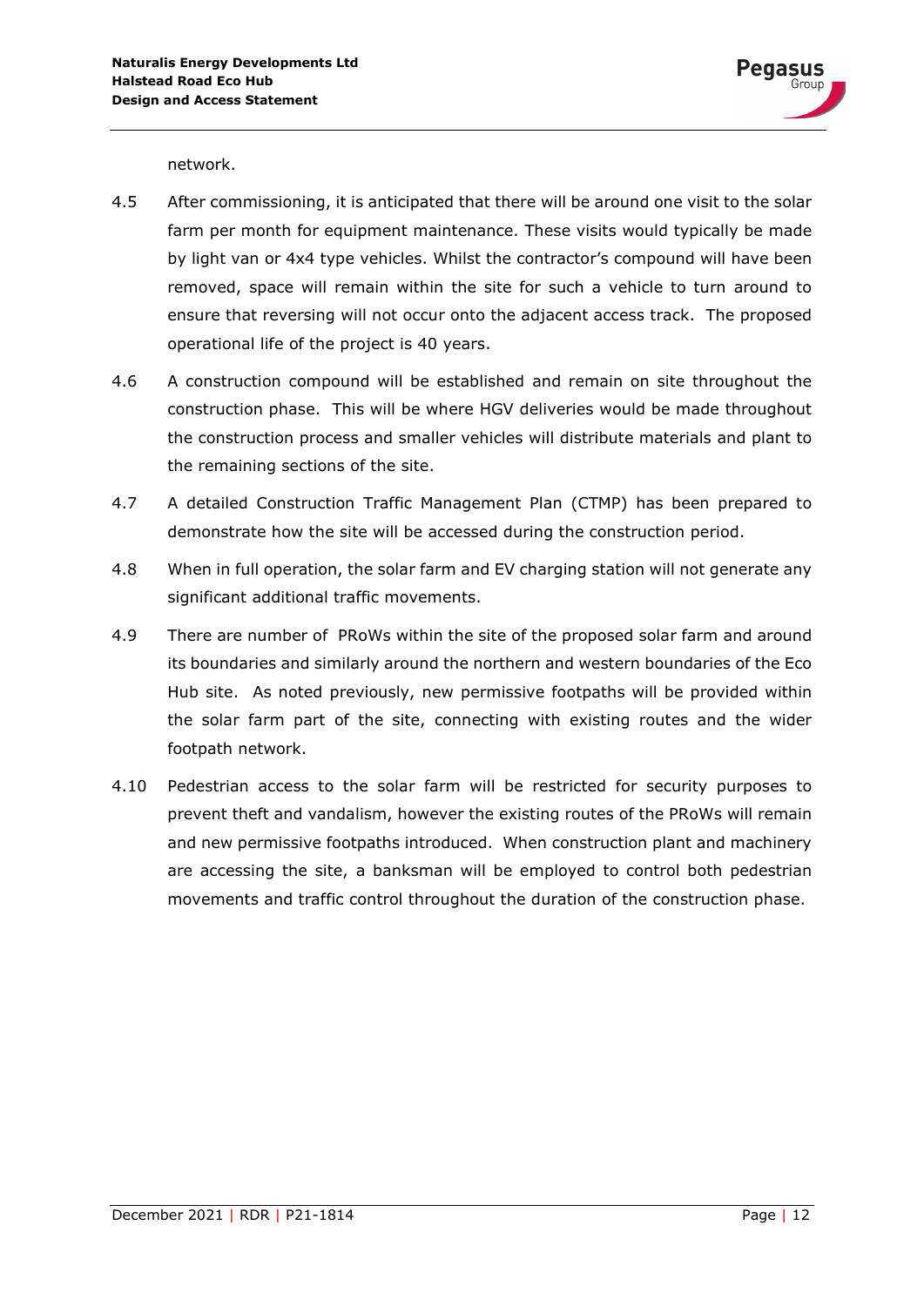network.

4.5 After commissioning, it is anticipated that there will be around one visit to the solar farm per month for equipment maintenance. These visits would typically be made by light van or 4x4 type vehicles. Whilst the contractor's compound will have been removed, space will remain within the site for such a vehicle to turn around to ensure that reversing will not occur onto the adjacent access track. The proposed operational life of the project is 40 years.

4.6 A construction compound will be established and remain on site throughout the construction phase. This will be where HGV deliveries would be made throughout the construction process and smaller vehicles will distribute materials and plant to the remaining sections of the site.

4.7 A detailed Construction Traffic Management Plan (CTMP) has been prepared to demonstrate how the site will be accessed during the construction period.

4.8 When in full operation, the solar farm and EV charging station will not generate any significant additional traffic movements.

4.9 There are number of PRoWs within the site of the proposed solar farm and around its boundaries and similarly around the northern and western boundaries of the Eco Hub site. As noted previously, new permissive footpaths will be provided within the solar farm part of the site, connecting with existing routes and the wider footpath network.

4.10 Pedestrian access to the solar farm will be restricted for security purposes to prevent theft and vandalism, however the existing routes of the PRoWs will remain and new permissive footpaths introduced. When construction plant and machinery are accessing the site, a banksman will be employed to control both pedestrian movements and traffic control throughout the duration of the construction phase.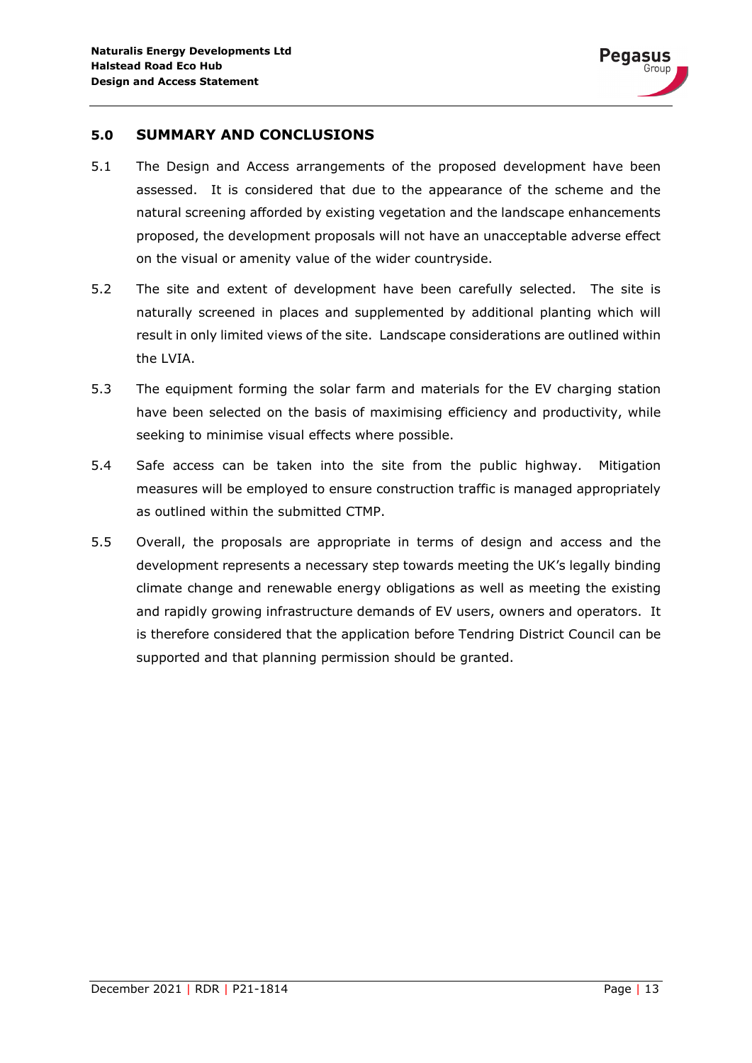## 5.0 SUMMARY AND CONCLUSIONS

5.1 The Design and Access arrangements of the proposed development have been assessed. It is considered that due to the appearance of the scheme and the natural screening afforded by existing vegetation and the landscape enhancements proposed, the development proposals will not have an unacceptable adverse effect on the visual or amenity value of the wider countryside.

5.2 The site and extent of development have been carefully selected. The site is naturally screened in places and supplemented by additional planting which will result in only limited views of the site. Landscape considerations are outlined within the LVIA.

5.3 The equipment forming the solar farm and materials for the EV charging station have been selected on the basis of maximising efficiency and productivity, while seeking to minimise visual effects where possible.

5.4 Safe access can be taken into the site from the public highway. Mitigation measures will be employed to ensure construction traffic is managed appropriately as outlined within the submitted CTMP.

5.5 Overall, the proposals are appropriate in terms of design and access and the development represents a necessary step towards meeting the UK's legally binding climate change and renewable energy obligations as well as meeting the existing and rapidly growing infrastructure demands of EV users, owners and operators. It is therefore considered that the application before Tendring District Council can be supported and that planning permission should be granted.